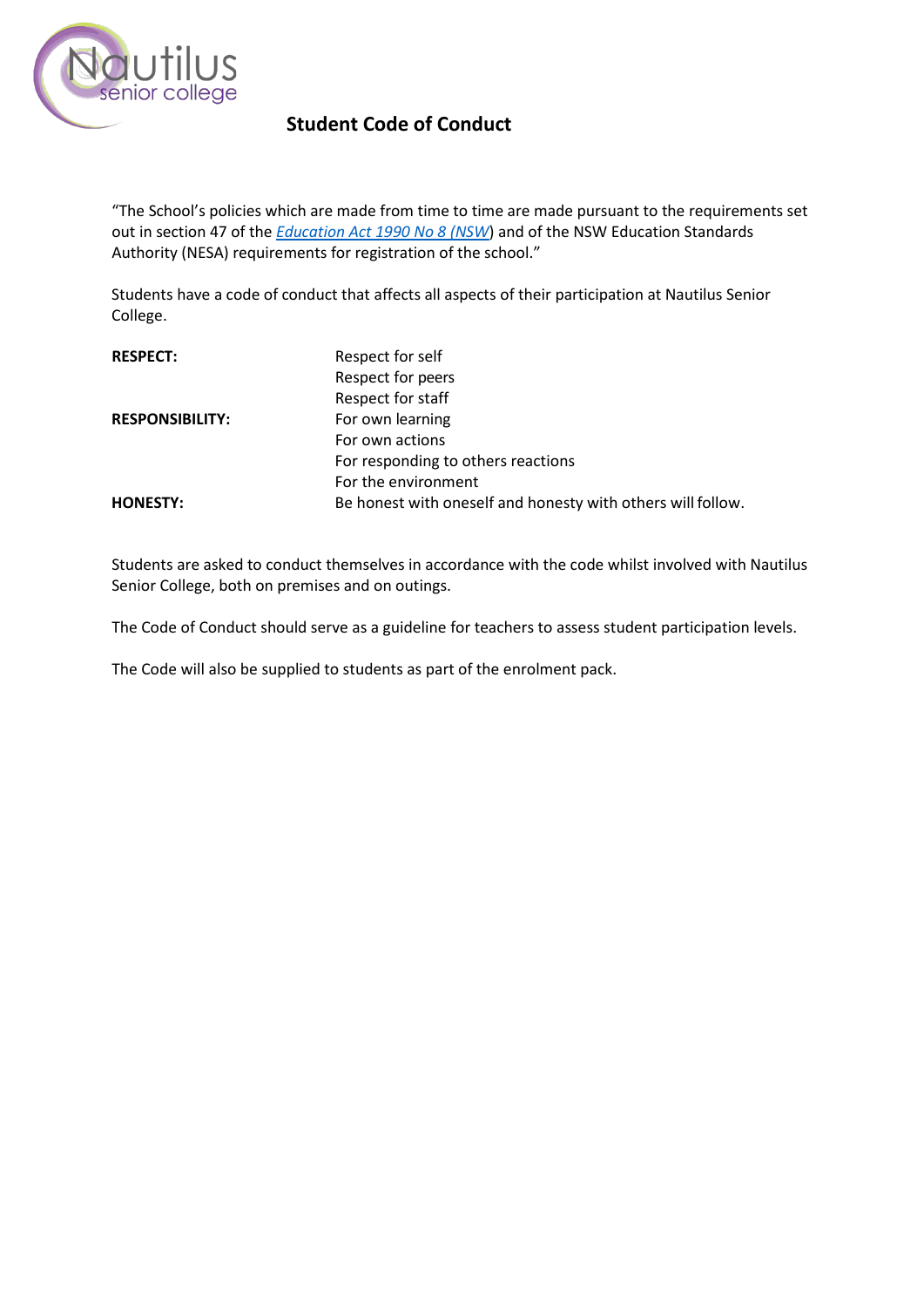# Student Code of Conduct

"The School's policies which are made from time to time are made pursuant to the requirements set out in section 47 of the *Education Act 1990 No 8 (NSW)* and of the NSW Education Standards Authority (NESA) requirements for registration of the school."

Students have a code of conduct that affects all aspects of their participation at Nautilus Senior College.

| | |
|---|---|
| **RESPECT:** | Respect for self |
| | Respect for peers |
| | Respect for staff |
| **RESPONSIBILITY:** | For own learning |
| | For own actions |
| | For responding to others reactions |
| | For the environment |
| **HONESTY:** | Be honest with oneself and honesty with others will follow. |

Students are asked to conduct themselves in accordance with the code whilst involved with Nautilus Senior College, both on premises and on outings.

The Code of Conduct should serve as a guideline for teachers to assess student participation levels.

The Code will also be supplied to students as part of the enrolment pack.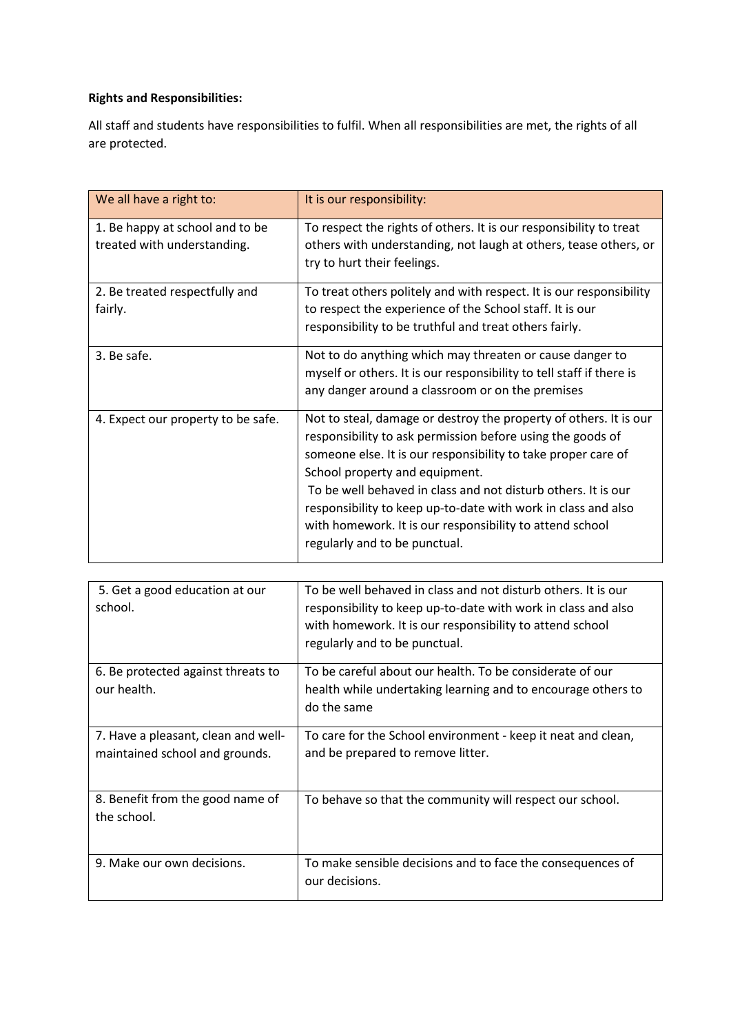**Rights and Responsibilities:**

All staff and students have responsibilities to fulfil. When all responsibilities are met, the rights of all are protected.

| We all have a right to: | It is our responsibility: |
|---|---|
| 1. Be happy at school and to be treated with understanding. | To respect the rights of others. It is our responsibility to treat others with understanding, not laugh at others, tease others, or try to hurt their feelings. |
| 2. Be treated respectfully and fairly. | To treat others politely and with respect. It is our responsibility to respect the experience of the School staff. It is our responsibility to be truthful and treat others fairly. |
| 3. Be safe. | Not to do anything which may threaten or cause danger to myself or others. It is our responsibility to tell staff if there is any danger around a classroom or on the premises |
| 4. Expect our property to be safe. | Not to steal, damage or destroy the property of others. It is our responsibility to ask permission before using the goods of someone else. It is our responsibility to take proper care of School property and equipment. To be well behaved in class and not disturb others. It is our responsibility to keep up-to-date with work in class and also with homework. It is our responsibility to attend school regularly and to be punctual. |
| 5. Get a good education at our school. | To be well behaved in class and not disturb others. It is our responsibility to keep up-to-date with work in class and also with homework. It is our responsibility to attend school regularly and to be punctual. |
| 6. Be protected against threats to our health. | To be careful about our health. To be considerate of our health while undertaking learning and to encourage others to do the same |
| 7. Have a pleasant, clean and well-maintained school and grounds. | To care for the School environment - keep it neat and clean, and be prepared to remove litter. |
| 8. Benefit from the good name of the school. | To behave so that the community will respect our school. |
| 9. Make our own decisions. | To make sensible decisions and to face the consequences of our decisions. |